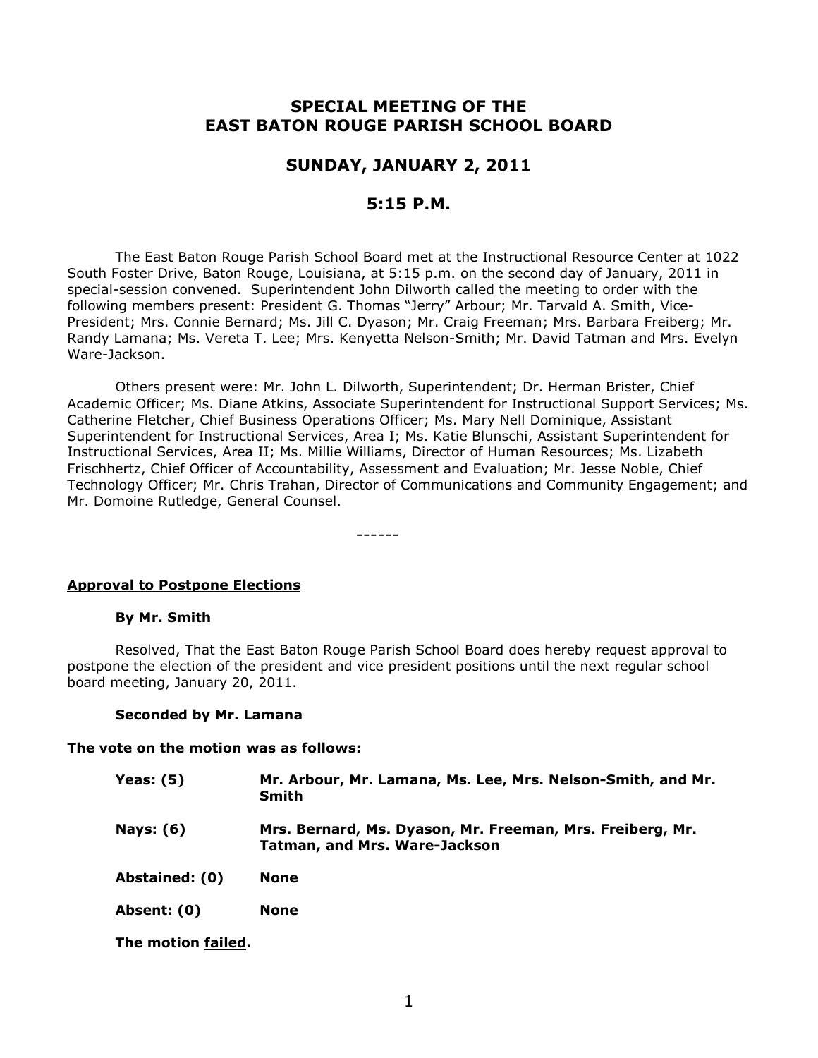# SPECIAL MEETING OF THE EAST BATON ROUGE PARISH SCHOOL BOARD

## SUNDAY, JANUARY 2, 2011

## 5:15 P.M.

The East Baton Rouge Parish School Board met at the Instructional Resource Center at 1022 South Foster Drive, Baton Rouge, Louisiana, at 5:15 p.m. on the second day of January, 2011 in special-session convened. Superintendent John Dilworth called the meeting to order with the following members present: President G. Thomas "Jerry" Arbour; Mr. Tarvald A. Smith, Vice-President; Mrs. Connie Bernard; Ms. Jill C. Dyason; Mr. Craig Freeman; Mrs. Barbara Freiberg; Mr. Randy Lamana; Ms. Vereta T. Lee; Mrs. Kenyetta Nelson-Smith; Mr. David Tatman and Mrs. Evelyn Ware-Jackson.

Others present were: Mr. John L. Dilworth, Superintendent; Dr. Herman Brister, Chief Academic Officer; Ms. Diane Atkins, Associate Superintendent for Instructional Support Services; Ms. Catherine Fletcher, Chief Business Operations Officer; Ms. Mary Nell Dominique, Assistant Superintendent for Instructional Services, Area I; Ms. Katie Blunschi, Assistant Superintendent for Instructional Services, Area II; Ms. Millie Williams, Director of Human Resources; Ms. Lizabeth Frischhertz, Chief Officer of Accountability, Assessment and Evaluation; Mr. Jesse Noble, Chief Technology Officer; Mr. Chris Trahan, Director of Communications and Community Engagement; and Mr. Domoine Rutledge, General Counsel.

------

**Approval to Postpone Elections**

**By Mr. Smith**

Resolved, That the East Baton Rouge Parish School Board does hereby request approval to postpone the election of the president and vice president positions until the next regular school board meeting, January 20, 2011.

**Seconded by Mr. Lamana**

**The vote on the motion was as follows:**

| | |
|---|---|
| **Yeas: (5)** | **Mr. Arbour, Mr. Lamana, Ms. Lee, Mrs. Nelson-Smith, and Mr. Smith** |
| **Nays: (6)** | **Mrs. Bernard, Ms. Dyason, Mr. Freeman, Mrs. Freiberg, Mr. Tatman, and Mrs. Ware-Jackson** |
| **Abstained: (0)** | **None** |
| **Absent: (0)** | **None** |

**The motion failed.**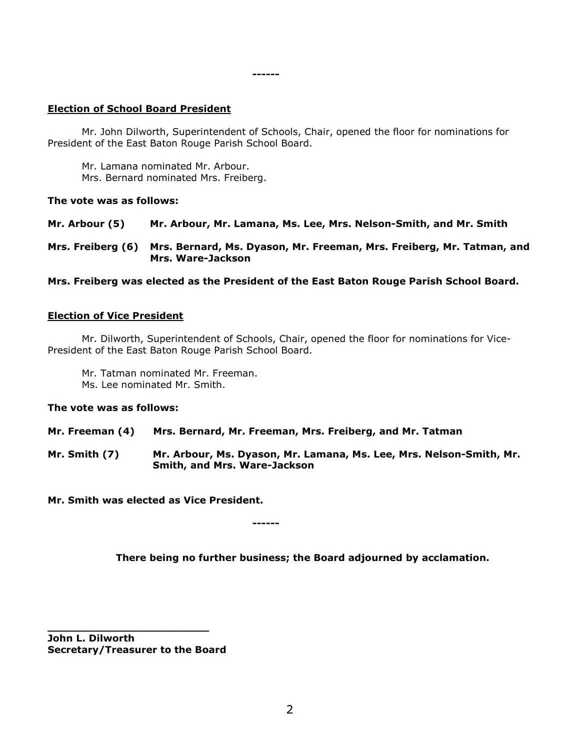------

**Election of School Board President**

Mr. John Dilworth, Superintendent of Schools, Chair, opened the floor for nominations for President of the East Baton Rouge Parish School Board.

Mr. Lamana nominated Mr. Arbour.
Mrs. Bernard nominated Mrs. Freiberg.

**The vote was as follows:**

**Mr. Arbour (5)** **Mr. Arbour, Mr. Lamana, Ms. Lee, Mrs. Nelson-Smith, and Mr. Smith**

**Mrs. Freiberg (6)** **Mrs. Bernard, Ms. Dyason, Mr. Freeman, Mrs. Freiberg, Mr. Tatman, and Mrs. Ware-Jackson**

**Mrs. Freiberg was elected as the President of the East Baton Rouge Parish School Board.**

**Election of Vice President**

Mr. Dilworth, Superintendent of Schools, Chair, opened the floor for nominations for Vice-President of the East Baton Rouge Parish School Board.

Mr. Tatman nominated Mr. Freeman.
Ms. Lee nominated Mr. Smith.

**The vote was as follows:**

**Mr. Freeman (4)** **Mrs. Bernard, Mr. Freeman, Mrs. Freiberg, and Mr. Tatman**

**Mr. Smith (7)** **Mr. Arbour, Ms. Dyason, Mr. Lamana, Ms. Lee, Mrs. Nelson-Smith, Mr. Smith, and Mrs. Ware-Jackson**

**Mr. Smith was elected as Vice President.**

------

**There being no further business; the Board adjourned by acclamation.**

_________________________
**John L. Dilworth**
**Secretary/Treasurer to the Board**